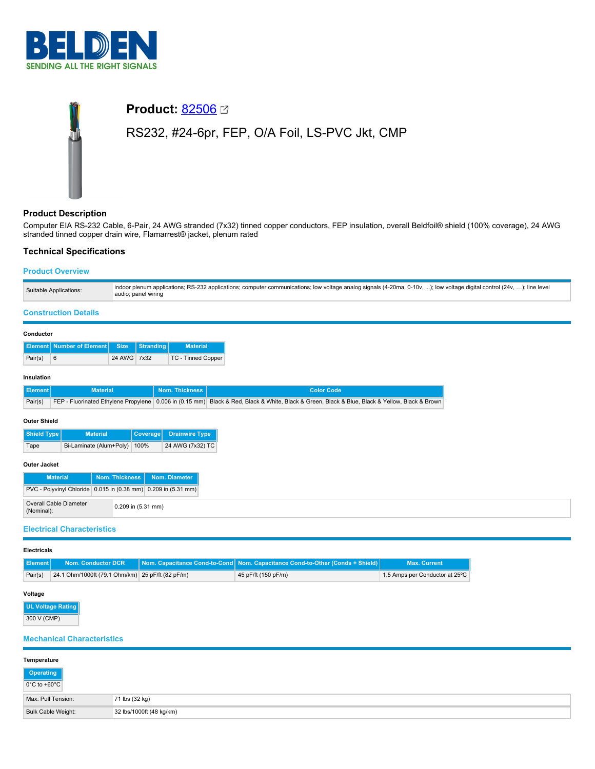# Product: 82506

RS232, #24-6pr, FEP, O/A Foil, LS-PVC Jkt, CMP

## Product Description

Computer EIA RS-232 Cable, 6-Pair, 24 AWG stranded (7x32) tinned copper conductors, FEP insulation, overall Beldfoil® shield (100% coverage), 24 AWG stranded tinned copper drain wire, Flamarrest® jacket, plenum rated

## Technical Specifications

### Product Overview

| | |
|---|---|
| Suitable Applications: | indoor plenum applications; RS-232 applications; computer communications; low voltage analog signals (4-20ma, 0-10v, ...); low voltage digital control (24v, ...); line level audio; panel wiring |

### Construction Details

**Conductor**

| Element | Number of Element | Size | Stranding | Material |
|---|---|---|---|---|
| Pair(s) | 6 | 24 AWG | 7x32 | TC - Tinned Copper |

**Insulation**

| Element | Material | Nom. Thickness | Color Code |
|---|---|---|---|
| Pair(s) | FEP - Fluorinated Ethylene Propylene | 0.006 in (0.15 mm) | Black & Red, Black & White, Black & Green, Black & Blue, Black & Yellow, Black & Brown |

**Outer Shield**

| Shield Type | Material | Coverage | Drainwire Type |
|---|---|---|---|
| Tape | Bi-Laminate (Alum+Poly) | 100% | 24 AWG (7x32) TC |

**Outer Jacket**

| Material | Nom. Thickness | Nom. Diameter |
|---|---|---|
| PVC - Polyvinyl Chloride | 0.015 in (0.38 mm) | 0.209 in (5.31 mm) |

| | |
|---|---|
| Overall Cable Diameter (Nominal): | 0.209 in (5.31 mm) |

### Electrical Characteristics

**Electricals**

| Element | Nom. Conductor DCR | Nom. Capacitance Cond-to-Cond | Nom. Capacitance Cond-to-Other (Conds + Shield) | Max. Current |
|---|---|---|---|---|
| Pair(s) | 24.1 Ohm/1000ft (79.1 Ohm/km) | 25 pF/ft (82 pF/m) | 45 pF/ft (150 pF/m) | 1.5 Amps per Conductor at 25ºC |

**Voltage**

| UL Voltage Rating |
|---|
| 300 V (CMP) |

### Mechanical Characteristics

**Temperature**

| Operating |
|---|
| 0°C to +60°C |

| | |
|---|---|
| Max. Pull Tension: | 71 lbs (32 kg) |
| Bulk Cable Weight: | 32 lbs/1000ft (48 kg/km) |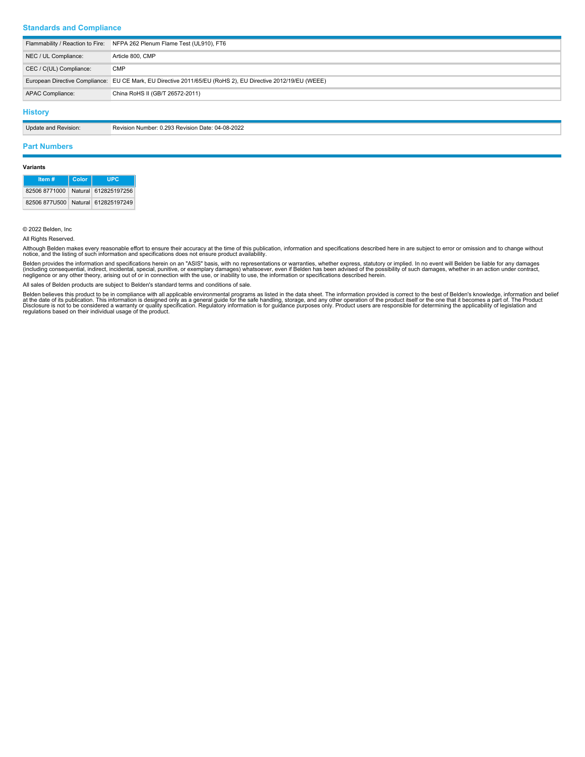## Standards and Compliance

| | |
|---|---|
| Flammability / Reaction to Fire: | NFPA 262 Plenum Flame Test (UL910), FT6 |
| NEC / UL Compliance: | Article 800, CMP |
| CEC / C(UL) Compliance: | CMP |
| European Directive Compliance: | EU CE Mark, EU Directive 2011/65/EU (RoHS 2), EU Directive 2012/19/EU (WEEE) |
| APAC Compliance: | China RoHS II (GB/T 26572-2011) |

## History

| | |
|---|---|
| Update and Revision: | Revision Number: 0.293 Revision Date: 04-08-2022 |

## Part Numbers

**Variants**

| Item # | Color | UPC |
|---|---|---|
| 82506 8771000 | Natural | 612825197256 |
| 82506 877U500 | Natural | 612825197249 |

© 2022 Belden, Inc

All Rights Reserved.

Although Belden makes every reasonable effort to ensure their accuracy at the time of this publication, information and specifications described here in are subject to error or omission and to change without notice, and the listing of such information and specifications does not ensure product availability.

Belden provides the information and specifications herein on an "ASIS" basis, with no representations or warranties, whether express, statutory or implied. In no event will Belden be liable for any damages (including consequential, indirect, incidental, special, punitive, or exemplary damages) whatsoever, even if Belden has been advised of the possibility of such damages, whether in an action under contract, negligence or any other theory, arising out of or in connection with the use, or inability to use, the information or specifications described herein.

All sales of Belden products are subject to Belden's standard terms and conditions of sale.

Belden believes this product to be in compliance with all applicable environmental programs as listed in the data sheet. The information provided is correct to the best of Belden's knowledge, information and belief at the date of its publication. This information is designed only as a general guide for the safe handling, storage, and any other operation of the product itself or the one that it becomes a part of. The Product Disclosure is not to be considered a warranty or quality specification. Regulatory information is for guidance purposes only. Product users are responsible for determining the applicability of legislation and regulations based on their individual usage of the product.